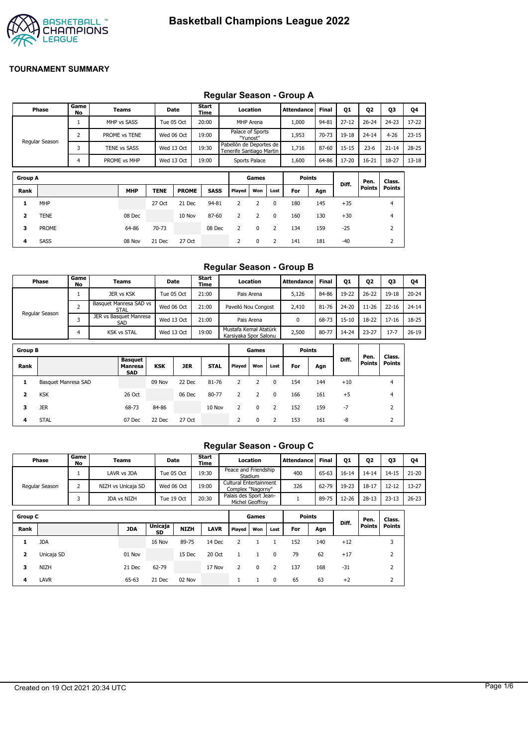# Basketball Champions League 2022

**TOURNAMENT SUMMARY**

## Regular Season - Group A

| Phase | Game No | Teams | Date | Start Time | Location | Attendance | Final | Q1 | Q2 | Q3 | Q4 |
|---|---|---|---|---|---|---|---|---|---|---|---|
| Regular Season | 1 | MHP vs SASS | Tue 05 Oct | 20:00 | MHP Arena | 1,000 | 94-81 | 27-12 | 26-24 | 24-23 | 17-22 |
| | 2 | PROME vs TENE | Wed 06 Oct | 19:00 | Palace of Sports "Yunost" | 1,953 | 70-73 | 19-18 | 24-14 | 4-26 | 23-15 |
| | 3 | TENE vs SASS | Wed 13 Oct | 19:30 | Pabellón de Deportes de Tenerife Santiago Martin | 1,716 | 87-60 | 15-15 | 23-6 | 21-14 | 28-25 |
| | 4 | PROME vs MHP | Wed 13 Oct | 19:00 | Sports Palace | 1,600 | 64-86 | 17-20 | 16-21 | 18-27 | 13-18 |

| Group A | | | | | | Games | | | Points | | Diff. | Pen. Points | Class. Points |
|---|---|---|---|---|---|---|---|---|---|---|---|---|---|
| Rank | | MHP | TENE | PROME | SASS | Played | Won | Lost | For | Agn | | | |
| 1 | MHP | | 27 Oct | 21 Dec | 94-81 | 2 | 2 | 0 | 180 | 145 | +35 | | 4 |
| 2 | TENE | 08 Dec | | 10 Nov | 87-60 | 2 | 2 | 0 | 160 | 130 | +30 | | 4 |
| 3 | PROME | 64-86 | 70-73 | | 08 Dec | 2 | 0 | 2 | 134 | 159 | -25 | | 2 |
| 4 | SASS | 08 Nov | 21 Dec | 27 Oct | | 2 | 0 | 2 | 141 | 181 | -40 | | 2 |

## Regular Season - Group B

| Phase | Game No | Teams | Date | Start Time | Location | Attendance | Final | Q1 | Q2 | Q3 | Q4 |
|---|---|---|---|---|---|---|---|---|---|---|---|
| Regular Season | 1 | JER vs KSK | Tue 05 Oct | 21:00 | Pais Arena | 5,126 | 84-86 | 19-22 | 26-22 | 19-18 | 20-24 |
| | 2 | Basquet Manresa SAD vs STAL | Wed 06 Oct | 21:00 | Pavelló Nou Congost | 2,410 | 81-76 | 24-20 | 11-26 | 22-16 | 24-14 |
| | 3 | JER vs Basquet Manresa SAD | Wed 13 Oct | 21:00 | Pais Arena | 0 | 68-73 | 15-10 | 18-22 | 17-16 | 18-25 |
| | 4 | KSK vs STAL | Wed 13 Oct | 19:00 | Mustafa Kemal Atatürk Karsiyaka Spor Salonu | 2,500 | 80-77 | 14-24 | 23-27 | 17-7 | 26-19 |

| Group B | | | | | | Games | | | Points | | Diff. | Pen. Points | Class. Points |
|---|---|---|---|---|---|---|---|---|---|---|---|---|---|
| Rank | | Basquet Manresa SAD | KSK | JER | STAL | Played | Won | Lost | For | Agn | | | |
| 1 | Basquet Manresa SAD | | 09 Nov | 22 Dec | 81-76 | 2 | 2 | 0 | 154 | 144 | +10 | | 4 |
| 2 | KSK | 26 Oct | | 06 Dec | 80-77 | 2 | 2 | 0 | 166 | 161 | +5 | | 4 |
| 3 | JER | 68-73 | 84-86 | | 10 Nov | 2 | 0 | 2 | 152 | 159 | -7 | | 2 |
| 4 | STAL | 07 Dec | 22 Dec | 27 Oct | | 2 | 0 | 2 | 153 | 161 | -8 | | 2 |

## Regular Season - Group C

| Phase | Game No | Teams | Date | Start Time | Location | Attendance | Final | Q1 | Q2 | Q3 | Q4 |
|---|---|---|---|---|---|---|---|---|---|---|---|
| Regular Season | 1 | LAVR vs JDA | Tue 05 Oct | 19:30 | Peace and Friendship Stadium | 400 | 65-63 | 16-14 | 14-14 | 14-15 | 21-20 |
| | 2 | NIZH vs Unicaja SD | Wed 06 Oct | 19:00 | Cultural Entertainment Complex "Nagorny" | 326 | 62-79 | 19-23 | 18-17 | 12-12 | 13-27 |
| | 3 | JDA vs NIZH | Tue 19 Oct | 20:30 | Palais des Sport Jean-Michel Geoffroy | 1 | 89-75 | 12-26 | 28-13 | 23-13 | 26-23 |

| Group C | | | | | | Games | | | Points | | Diff. | Pen. Points | Class. Points |
|---|---|---|---|---|---|---|---|---|---|---|---|---|---|
| Rank | | JDA | Unicaja SD | NIZH | LAVR | Played | Won | Lost | For | Agn | | | |
| 1 | JDA | | 16 Nov | 89-75 | 14 Dec | 2 | 1 | 1 | 152 | 140 | +12 | | 3 |
| 2 | Unicaja SD | 01 Nov | | 15 Dec | 20 Oct | 1 | 1 | 0 | 79 | 62 | +17 | | 2 |
| 3 | NIZH | 21 Dec | 62-79 | | 17 Nov | 2 | 0 | 2 | 137 | 168 | -31 | | 2 |
| 4 | LAVR | 65-63 | 21 Dec | 02 Nov | | 1 | 1 | 0 | 65 | 63 | +2 | | 2 |

Created on 19 Oct 2021 20:34 UTC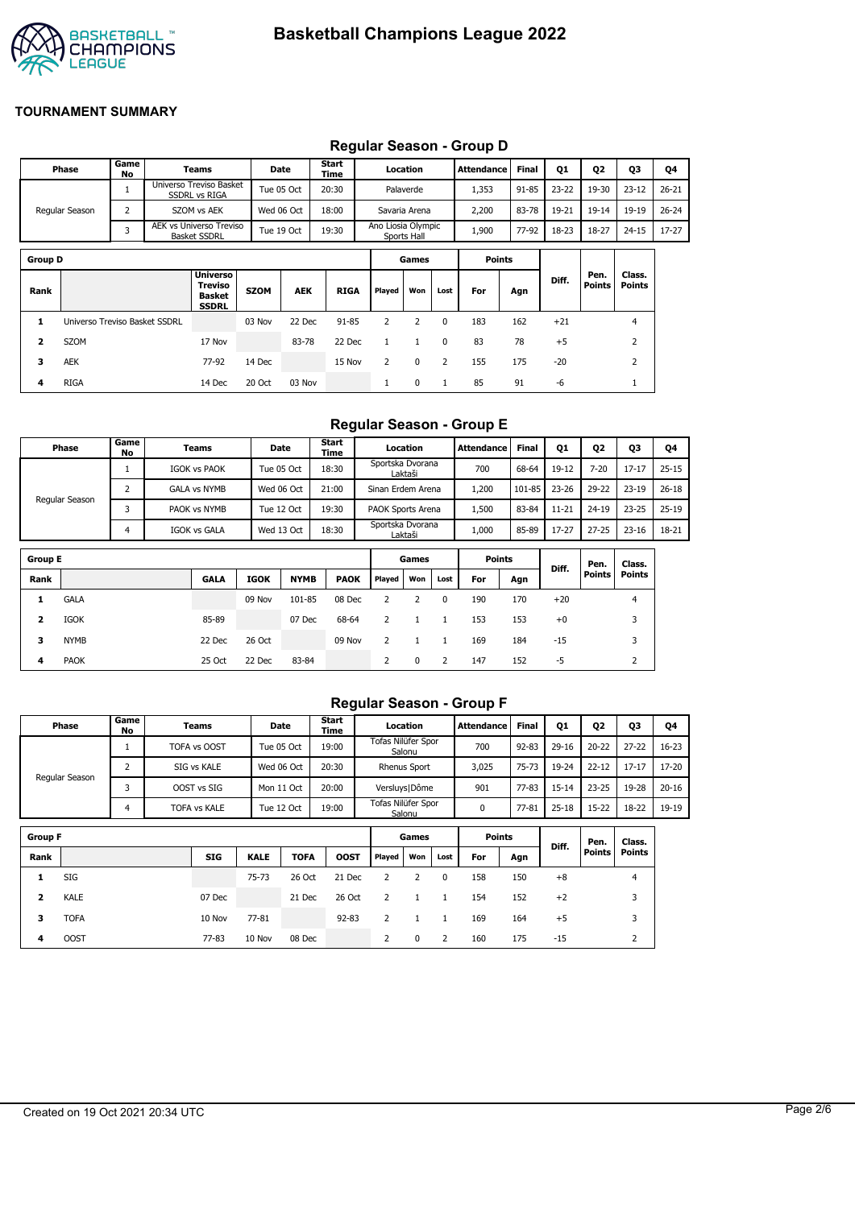# Basketball Champions League 2022

## TOURNAMENT SUMMARY

### Regular Season - Group D

| Phase | Game No | Teams | Date | Start Time | Location | Attendance | Final | Q1 | Q2 | Q3 | Q4 |
|---|---|---|---|---|---|---|---|---|---|---|---|
| Regular Season | 1 | Universo Treviso Basket SSDRL vs RIGA | Tue 05 Oct | 20:30 | Palaverde | 1,353 | 91-85 | 23-22 | 19-30 | 23-12 | 26-21 |
| | 2 | SZOM vs AEK | Wed 06 Oct | 18:00 | Savaria Arena | 2,200 | 83-78 | 19-21 | 19-14 | 19-19 | 26-24 |
| | 3 | AEK vs Universo Treviso Basket SSDRL | Tue 19 Oct | 19:30 | Ano Liosia Olympic Sports Hall | 1,900 | 77-92 | 18-23 | 18-27 | 24-15 | 17-27 |

| Group D | | | | | | Games | | | Points | | | | |
|---|---|---|---|---|---|---|---|---|---|---|---|---|---|
| Rank | | Universo Treviso Basket SSDRL | SZOM | AEK | RIGA | Played | Won | Lost | For | Agn | Diff. | Pen. Points | Class. Points |
| 1 | Universo Treviso Basket SSDRL | | 03 Nov | 22 Dec | 91-85 | 2 | 2 | 0 | 183 | 162 | +21 | | 4 |
| 2 | SZOM | 17 Nov | | 83-78 | 22 Dec | 1 | 1 | 0 | 83 | 78 | +5 | | 2 |
| 3 | AEK | 77-92 | 14 Dec | | 15 Nov | 2 | 0 | 2 | 155 | 175 | -20 | | 2 |
| 4 | RIGA | 14 Dec | 20 Oct | 03 Nov | | 1 | 0 | 1 | 85 | 91 | -6 | | 1 |

### Regular Season - Group E

| Phase | Game No | Teams | Date | Start Time | Location | Attendance | Final | Q1 | Q2 | Q3 | Q4 |
|---|---|---|---|---|---|---|---|---|---|---|---|
| Regular Season | 1 | IGOK vs PAOK | Tue 05 Oct | 18:30 | Sportska Dvorana Laktaši | 700 | 68-64 | 19-12 | 7-20 | 17-17 | 25-15 |
| | 2 | GALA vs NYMB | Wed 06 Oct | 21:00 | Sinan Erdem Arena | 1,200 | 101-85 | 23-26 | 29-22 | 23-19 | 26-18 |
| | 3 | PAOK vs NYMB | Tue 12 Oct | 19:30 | PAOK Sports Arena | 1,500 | 83-84 | 11-21 | 24-19 | 23-25 | 25-19 |
| | 4 | IGOK vs GALA | Wed 13 Oct | 18:30 | Sportska Dvorana Laktaši | 1,000 | 85-89 | 17-27 | 27-25 | 23-16 | 18-21 |

| Group E | | | | | | Games | | | Points | | | | |
|---|---|---|---|---|---|---|---|---|---|---|---|---|---|
| Rank | | GALA | IGOK | NYMB | PAOK | Played | Won | Lost | For | Agn | Diff. | Pen. Points | Class. Points |
| 1 | GALA | | 09 Nov | 101-85 | 08 Dec | 2 | 2 | 0 | 190 | 170 | +20 | | 4 |
| 2 | IGOK | 85-89 | | 07 Dec | 68-64 | 2 | 1 | 1 | 153 | 153 | +0 | | 3 |
| 3 | NYMB | 22 Dec | 26 Oct | | 09 Nov | 2 | 1 | 1 | 169 | 184 | -15 | | 3 |
| 4 | PAOK | 25 Oct | 22 Dec | 83-84 | | 2 | 0 | 2 | 147 | 152 | -5 | | 2 |

### Regular Season - Group F

| Phase | Game No | Teams | Date | Start Time | Location | Attendance | Final | Q1 | Q2 | Q3 | Q4 |
|---|---|---|---|---|---|---|---|---|---|---|---|
| Regular Season | 1 | TOFA vs OOST | Tue 05 Oct | 19:00 | Tofas Nilüfer Spor Salonu | 700 | 92-83 | 29-16 | 20-22 | 27-22 | 16-23 |
| | 2 | SIG vs KALE | Wed 06 Oct | 20:30 | Rhenus Sport | 3,025 | 75-73 | 19-24 | 22-12 | 17-17 | 17-20 |
| | 3 | OOST vs SIG | Mon 11 Oct | 20:00 | Versluys\|Dôme | 901 | 77-83 | 15-14 | 23-25 | 19-28 | 20-16 |
| | 4 | TOFA vs KALE | Tue 12 Oct | 19:00 | Tofas Nilüfer Spor Salonu | 0 | 77-81 | 25-18 | 15-22 | 18-22 | 19-19 |

| Group F | | | | | | Games | | | Points | | | | |
|---|---|---|---|---|---|---|---|---|---|---|---|---|---|
| Rank | | SIG | KALE | TOFA | OOST | Played | Won | Lost | For | Agn | Diff. | Pen. Points | Class. Points |
| 1 | SIG | | 75-73 | 26 Oct | 21 Dec | 2 | 2 | 0 | 158 | 150 | +8 | | 4 |
| 2 | KALE | 07 Dec | | 21 Dec | 26 Oct | 2 | 1 | 1 | 154 | 152 | +2 | | 3 |
| 3 | TOFA | 10 Nov | 77-81 | | 92-83 | 2 | 1 | 1 | 169 | 164 | +5 | | 3 |
| 4 | OOST | 77-83 | 10 Nov | 08 Dec | | 2 | 0 | 2 | 160 | 175 | -15 | | 2 |

Created on 19 Oct 2021 20:34 UTC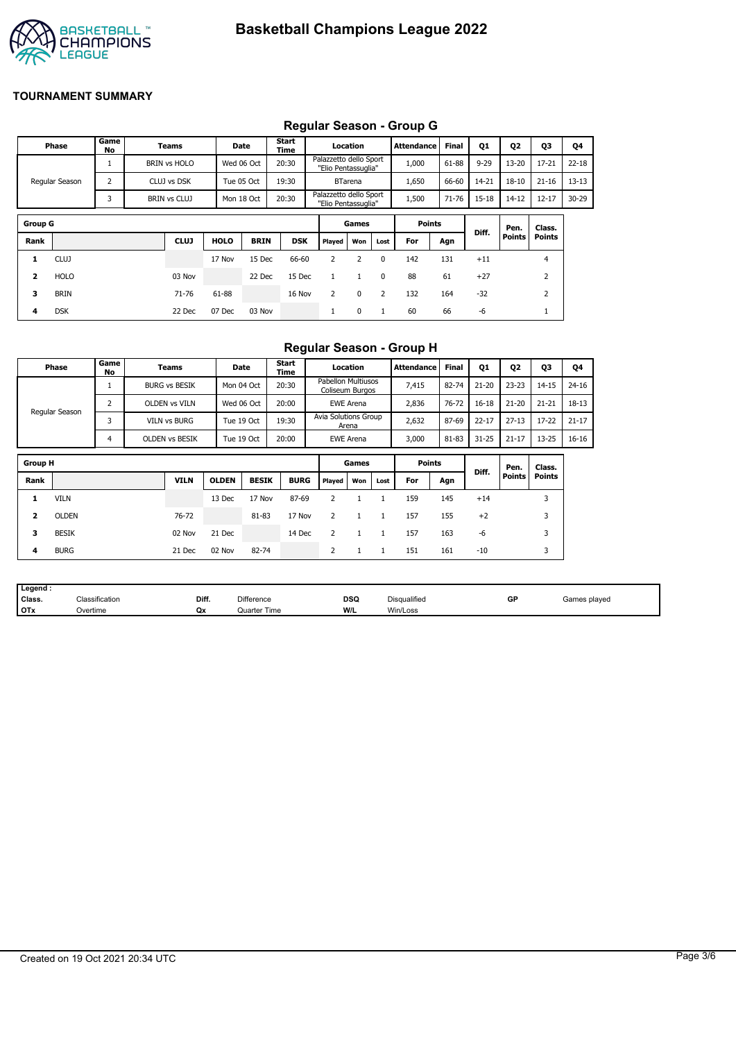# Basketball Champions League 2022

## TOURNAMENT SUMMARY

### Regular Season - Group G

| Phase | Game No | Teams | Date | Start Time | Location | Attendance | Final | Q1 | Q2 | Q3 | Q4 |
|---|---|---|---|---|---|---|---|---|---|---|---|
| Regular Season | 1 | BRIN vs HOLO | Wed 06 Oct | 20:30 | Palazzetto dello Sport "Elio Pentassuglia" | 1,000 | 61-88 | 9-29 | 13-20 | 17-21 | 22-18 |
| | 2 | CLUJ vs DSK | Tue 05 Oct | 19:30 | BTarena | 1,650 | 66-60 | 14-21 | 18-10 | 21-16 | 13-13 |
| | 3 | BRIN vs CLUJ | Mon 18 Oct | 20:30 | Palazzetto dello Sport "Elio Pentassuglia" | 1,500 | 71-76 | 15-18 | 14-12 | 12-17 | 30-29 |

| Group G | | | | | | Games | | | Points | | Diff. | Pen. Points | Class. Points |
|---|---|---|---|---|---|---|---|---|---|---|---|---|---|
| Rank | | CLUJ | HOLO | BRIN | DSK | Played | Won | Lost | For | Agn | | | |
| 1 | CLUJ | | 17 Nov | 15 Dec | 66-60 | 2 | 2 | 0 | 142 | 131 | +11 | | 4 |
| 2 | HOLO | 03 Nov | | 22 Dec | 15 Dec | 1 | 1 | 0 | 88 | 61 | +27 | | 2 |
| 3 | BRIN | 71-76 | 61-88 | | 16 Nov | 2 | 0 | 2 | 132 | 164 | -32 | | 2 |
| 4 | DSK | 22 Dec | 07 Dec | 03 Nov | | 1 | 0 | 1 | 60 | 66 | -6 | | 1 |

### Regular Season - Group H

| Phase | Game No | Teams | Date | Start Time | Location | Attendance | Final | Q1 | Q2 | Q3 | Q4 |
|---|---|---|---|---|---|---|---|---|---|---|---|
| Regular Season | 1 | BURG vs BESIK | Mon 04 Oct | 20:30 | Pabellon Multiusos Coliseum Burgos | 7,415 | 82-74 | 21-20 | 23-23 | 14-15 | 24-16 |
| | 2 | OLDEN vs VILN | Wed 06 Oct | 20:00 | EWE Arena | 2,836 | 76-72 | 16-18 | 21-20 | 21-21 | 18-13 |
| | 3 | VILN vs BURG | Tue 19 Oct | 19:30 | Avia Solutions Group Arena | 2,632 | 87-69 | 22-17 | 27-13 | 17-22 | 21-17 |
| | 4 | OLDEN vs BESIK | Tue 19 Oct | 20:00 | EWE Arena | 3,000 | 81-83 | 31-25 | 21-17 | 13-25 | 16-16 |

| Group H | | | | | | Games | | | Points | | Diff. | Pen. Points | Class. Points |
|---|---|---|---|---|---|---|---|---|---|---|---|---|---|
| Rank | | VILN | OLDEN | BESIK | BURG | Played | Won | Lost | For | Agn | | | |
| 1 | VILN | | 13 Dec | 17 Nov | 87-69 | 2 | 1 | 1 | 159 | 145 | +14 | | 3 |
| 2 | OLDEN | 76-72 | | 81-83 | 17 Nov | 2 | 1 | 1 | 157 | 155 | +2 | | 3 |
| 3 | BESIK | 02 Nov | 21 Dec | | 14 Dec | 2 | 1 | 1 | 157 | 163 | -6 | | 3 |
| 4 | BURG | 21 Dec | 02 Nov | 82-74 | | 2 | 1 | 1 | 151 | 161 | -10 | | 3 |

| Legend : | | | | | | | |
|---|---|---|---|---|---|---|---|
| Class. | Classification | Diff. | Difference | DSQ | Disqualified | GP | Games played |
| OTx | Overtime | Qx | Quarter Time | W/L | Win/Loss | | |

Created on 19 Oct 2021 20:34 UTC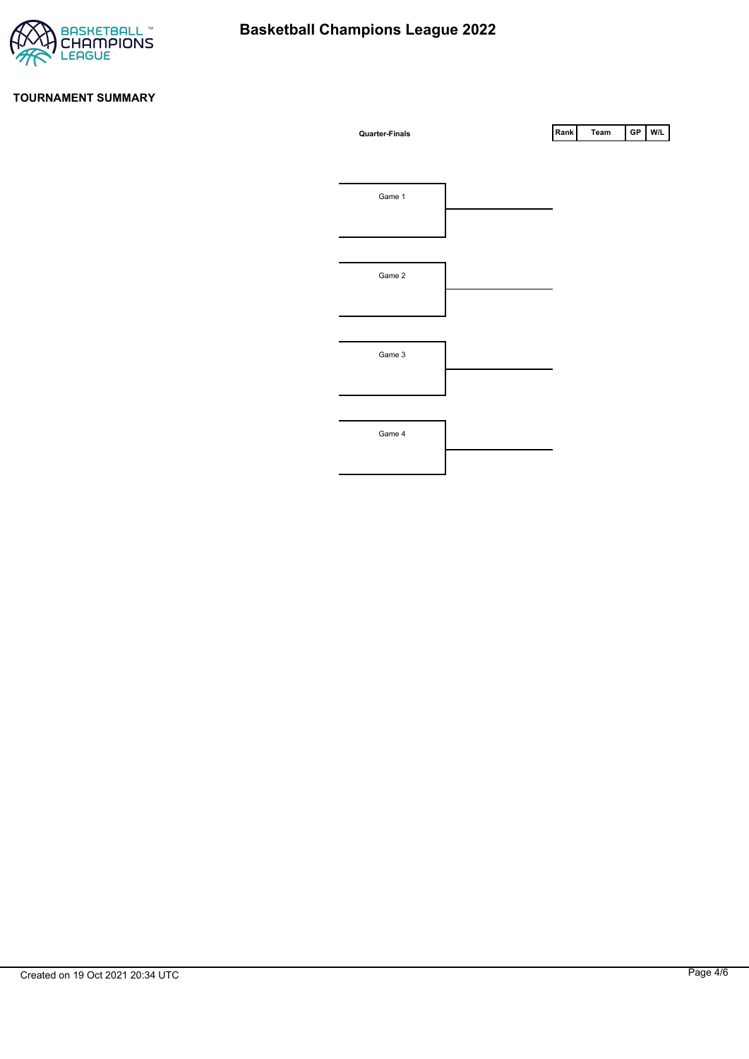# Basketball Champions League 2022

## TOURNAMENT SUMMARY

**Quarter-Finals**

Game 1

Game 2

Game 3

Game 4

| Rank | Team | GP | W/L |
| --- | --- | --- | --- |

Created on 19 Oct 2021 20:34 UTC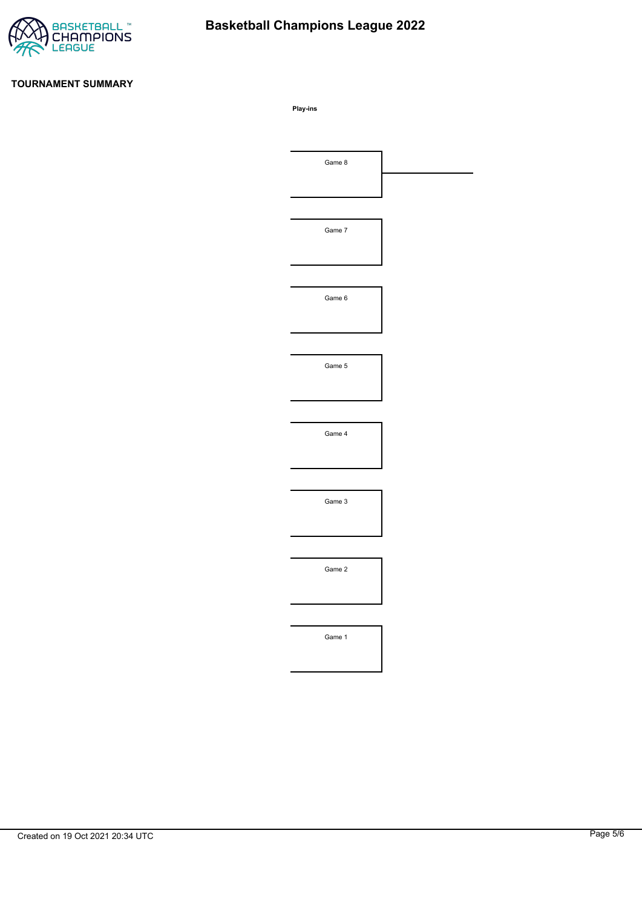# Basketball Champions League 2022

## TOURNAMENT SUMMARY

**Play-ins**

Game 8

Game 7

Game 6

Game 5

Game 4

Game 3

Game 2

Game 1

Created on 19 Oct 2021 20:34 UTC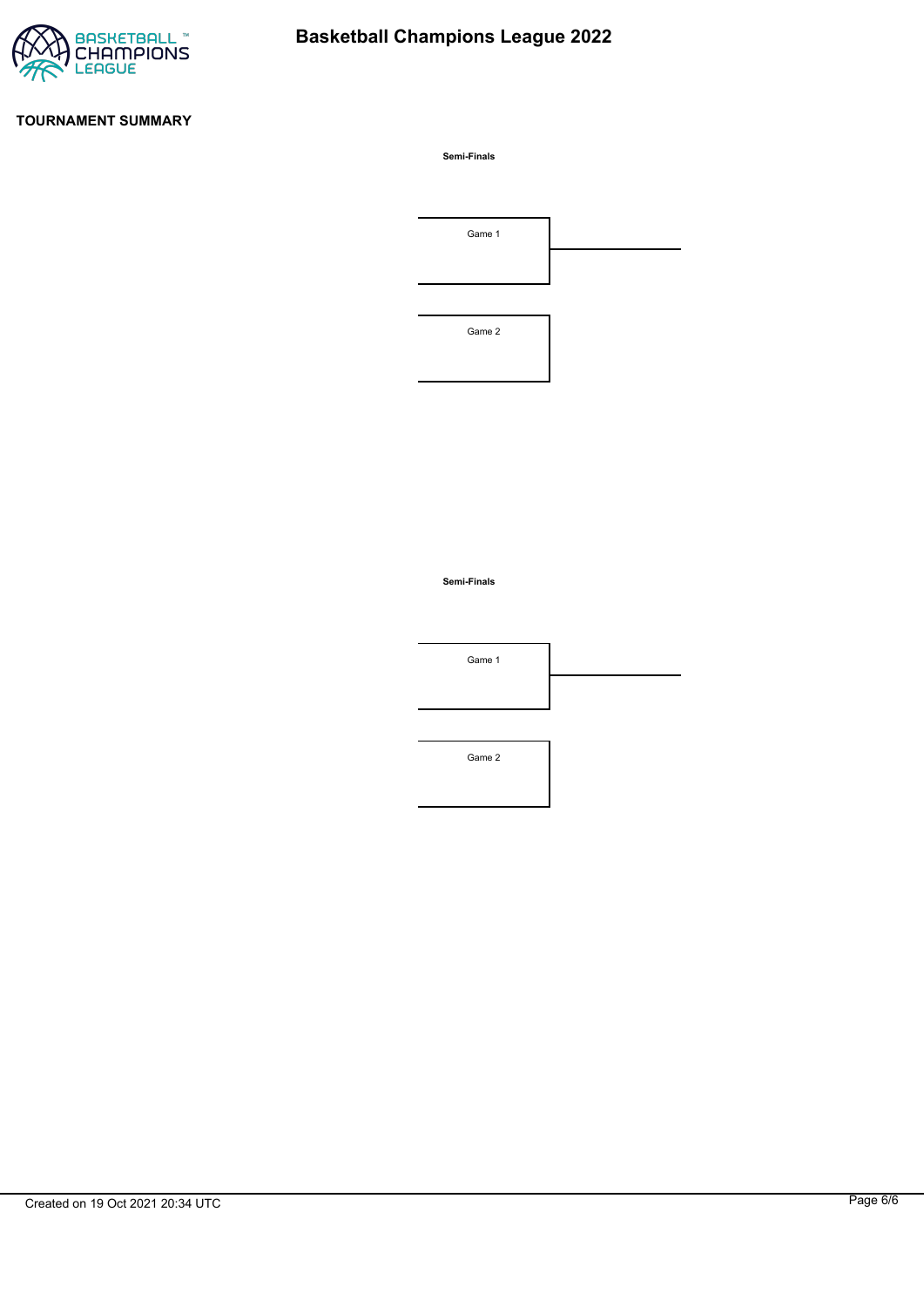# Basketball Champions League 2022

## TOURNAMENT SUMMARY

**Semi-Finals**

Game 1

Game 2

**Semi-Finals**

Game 1

Game 2

Created on 19 Oct 2021 20:34 UTC